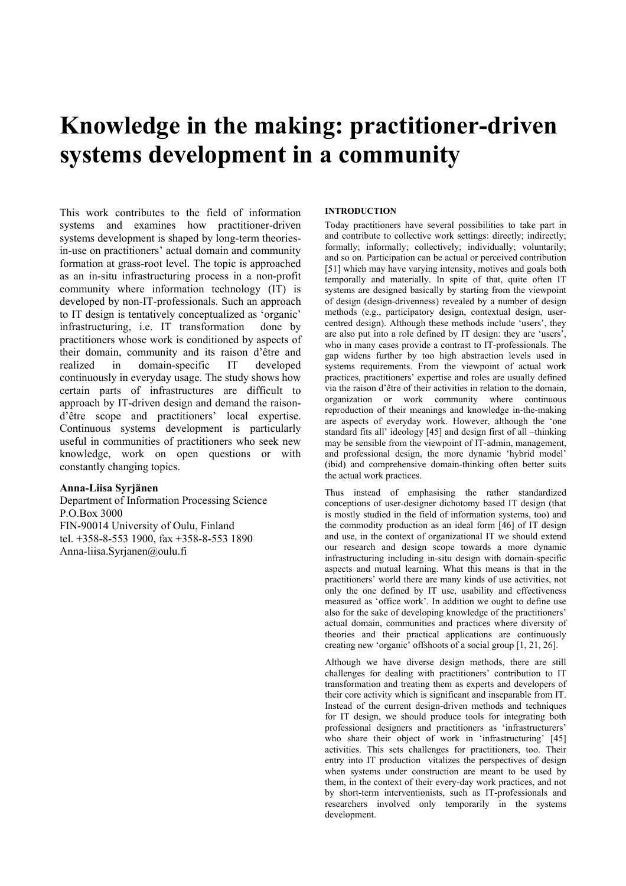# Knowledge in the making: practitioner-driven systems development in a community

This work contributes to the field of information systems and examines how practitioner-driven systems development is shaped by long-term theories-in-use on practitioners' actual domain and community formation at grass-root level. The topic is approached as an in-situ infrastructuring process in a non-profit community where information technology (IT) is developed by non-IT-professionals. Such an approach to IT design is tentatively conceptualized as 'organic' infrastructuring, i.e. IT transformation done by practitioners whose work is conditioned by aspects of their domain, community and its raison d'être and realized in domain-specific IT developed continuously in everyday usage. The study shows how certain parts of infrastructures are difficult to approach by IT-driven design and demand the raison-d'être scope and practitioners' local expertise. Continuous systems development is particularly useful in communities of practitioners who seek new knowledge, work on open questions or with constantly changing topics.

**Anna-Liisa Syrjänen**
Department of Information Processing Science
P.O.Box 3000
FIN-90014 University of Oulu, Finland
tel. +358-8-553 1900, fax +358-8-553 1890
Anna-liisa.Syrjanen@oulu.fi

## INTRODUCTION

Today practitioners have several possibilities to take part in and contribute to collective work settings: directly; indirectly; formally; informally; collectively; individually; voluntarily; and so on. Participation can be actual or perceived contribution [51] which may have varying intensity, motives and goals both temporally and materially. In spite of that, quite often IT systems are designed basically by starting from the viewpoint of design (design-drivenness) revealed by a number of design methods (e.g., participatory design, contextual design, user-centred design). Although these methods include 'users', they are also put into a role defined by IT design: they are 'users', who in many cases provide a contrast to IT-professionals. The gap widens further by too high abstraction levels used in systems requirements. From the viewpoint of actual work practices, practitioners' expertise and roles are usually defined via the raison d'être of their activities in relation to the domain, organization or work community where continuous reproduction of their meanings and knowledge in-the-making are aspects of everyday work. However, although the 'one standard fits all' ideology [45] and design first of all –thinking may be sensible from the viewpoint of IT-admin, management, and professional design, the more dynamic 'hybrid model' (ibid) and comprehensive domain-thinking often better suits the actual work practices.

Thus instead of emphasising the rather standardized conceptions of user-designer dichotomy based IT design (that is mostly studied in the field of information systems, too) and the commodity production as an ideal form [46] of IT design and use, in the context of organizational IT we should extend our research and design scope towards a more dynamic infrastructuring including in-situ design with domain-specific aspects and mutual learning. What this means is that in the practitioners' world there are many kinds of use activities, not only the one defined by IT use, usability and effectiveness measured as 'office work'. In addition we ought to define use also for the sake of developing knowledge of the practitioners' actual domain, communities and practices where diversity of theories and their practical applications are continuously creating new 'organic' offshoots of a social group [1, 21, 26].

Although we have diverse design methods, there are still challenges for dealing with practitioners' contribution to IT transformation and treating them as experts and developers of their core activity which is significant and inseparable from IT. Instead of the current design-driven methods and techniques for IT design, we should produce tools for integrating both professional designers and practitioners as 'infrastructurers' who share their object of work in 'infrastructuring' [45] activities. This sets challenges for practitioners, too. Their entry into IT production vitalizes the perspectives of design when systems under construction are meant to be used by them, in the context of their every-day work practices, and not by short-term interventionists, such as IT-professionals and researchers involved only temporarily in the systems development.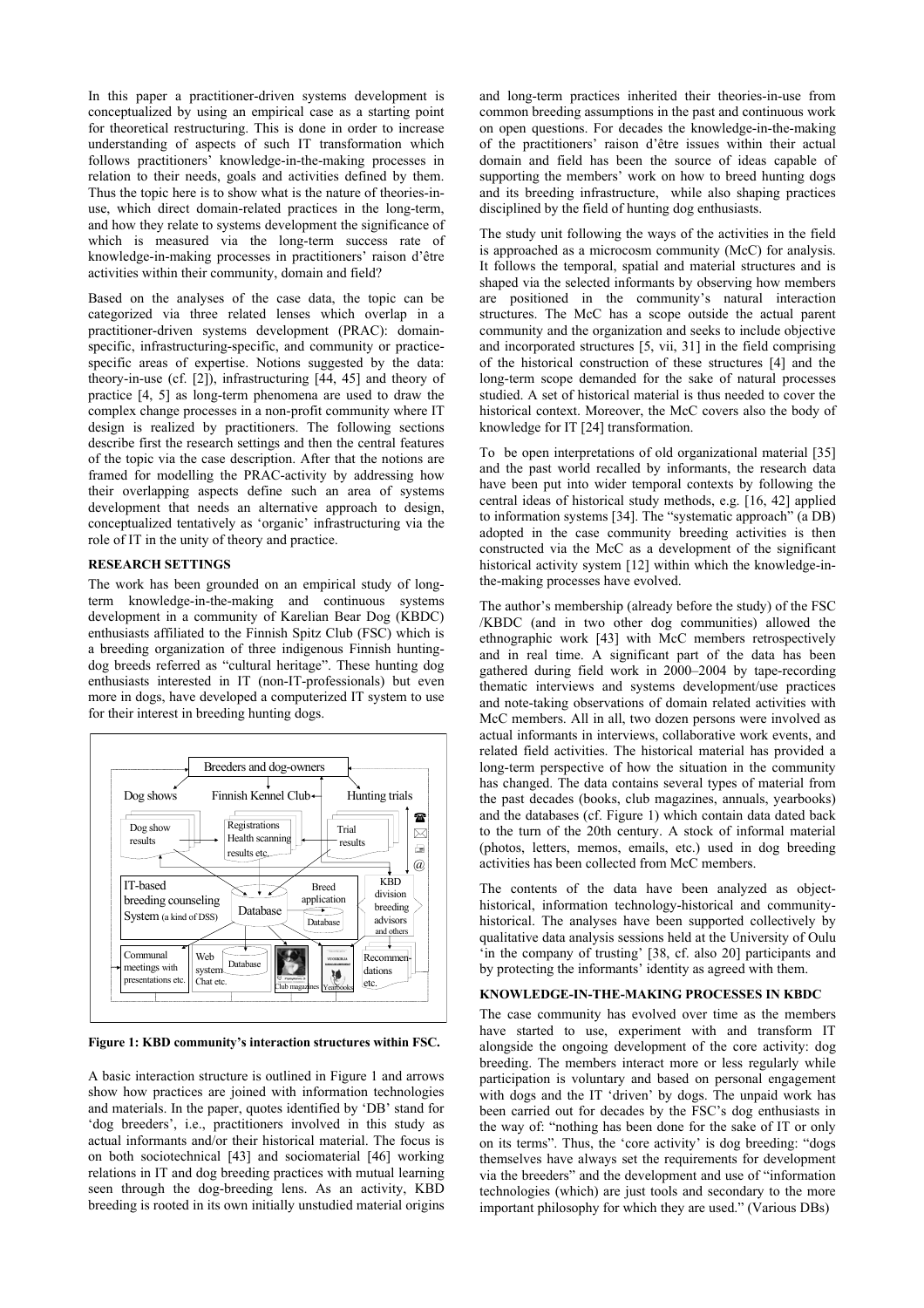In this paper a practitioner-driven systems development is conceptualized by using an empirical case as a starting point for theoretical restructuring. This is done in order to increase understanding of aspects of such IT transformation which follows practitioners' knowledge-in-the-making processes in relation to their needs, goals and activities defined by them. Thus the topic here is to show what is the nature of theories-in-use, which direct domain-related practices in the long-term, and how they relate to systems development the significance of which is measured via the long-term success rate of knowledge-in-making processes in practitioners' raison d'être activities within their community, domain and field?

Based on the analyses of the case data, the topic can be categorized via three related lenses which overlap in a practitioner-driven systems development (PRAC): domain-specific, infrastructuring-specific, and community or practice-specific areas of expertise. Notions suggested by the data: theory-in-use (cf. [2]), infrastructuring [44, 45] and theory of practice [4, 5] as long-term phenomena are used to draw the complex change processes in a non-profit community where IT design is realized by practitioners. The following sections describe first the research settings and then the central features of the topic via the case description. After that the notions are framed for modelling the PRAC-activity by addressing how their overlapping aspects define such an area of systems development that needs an alternative approach to design, conceptualized tentatively as 'organic' infrastructuring via the role of IT in the unity of theory and practice.

## RESEARCH SETTINGS

The work has been grounded on an empirical study of long-term knowledge-in-the-making and continuous systems development in a community of Karelian Bear Dog (KBDC) enthusiasts affiliated to the Finnish Spitz Club (FSC) which is a breeding organization of three indigenous Finnish hunting-dog breeds referred as "cultural heritage". These hunting dog enthusiasts interested in IT (non-IT-professionals) but even more in dogs, have developed a computerized IT system to use for their interest in breeding hunting dogs.

**Figure 1: KBD community's interaction structures within FSC.**

A basic interaction structure is outlined in Figure 1 and arrows show how practices are joined with information technologies and materials. In the paper, quotes identified by 'DB' stand for 'dog breeders', i.e., practitioners involved in this study as actual informants and/or their historical material. The focus is on both sociotechnical [43] and sociomaterial [46] working relations in IT and dog breeding practices with mutual learning seen through the dog-breeding lens. As an activity, KBD breeding is rooted in its own initially unstudied material origins and long-term practices inherited their theories-in-use from common breeding assumptions in the past and continuous work on open questions. For decades the knowledge-in-the-making of the practitioners' raison d'être issues within their actual domain and field has been the source of ideas capable of supporting the members' work on how to breed hunting dogs and its breeding infrastructure, while also shaping practices disciplined by the field of hunting dog enthusiasts.

The study unit following the ways of the activities in the field is approached as a microcosm community (McC) for analysis. It follows the temporal, spatial and material structures and is shaped via the selected informants by observing how members are positioned in the community's natural interaction structures. The McC has a scope outside the actual parent community and the organization and seeks to include objective and incorporated structures [5, vii, 31] in the field comprising of the historical construction of these structures [4] and the long-term scope demanded for the sake of natural processes studied. A set of historical material is thus needed to cover the historical context. Moreover, the McC covers also the body of knowledge for IT [24] transformation.

To be open interpretations of old organizational material [35] and the past world recalled by informants, the research data have been put into wider temporal contexts by following the central ideas of historical study methods, e.g. [16, 42] applied to information systems [34]. The "systematic approach" (a DB) adopted in the case community breeding activities is then constructed via the McC as a development of the significant historical activity system [12] within which the knowledge-in-the-making processes have evolved.

The author's membership (already before the study) of the FSC /KBDC (and in two other dog communities) allowed the ethnographic work [43] with McC members retrospectively and in real time. A significant part of the data has been gathered during field work in 2000–2004 by tape-recording thematic interviews and systems development/use practices and note-taking observations of domain related activities with McC members. All in all, two dozen persons were involved as actual informants in interviews, collaborative work events, and related field activities. The historical material has provided a long-term perspective of how the situation in the community has changed. The data contains several types of material from the past decades (books, club magazines, annuals, yearbooks) and the databases (cf. Figure 1) which contain data dated back to the turn of the 20th century. A stock of informal material (photos, letters, memos, emails, etc.) used in dog breeding activities has been collected from McC members.

The contents of the data have been analyzed as object-historical, information technology-historical and community-historical. The analyses have been supported collectively by qualitative data analysis sessions held at the University of Oulu 'in the company of trusting' [38, cf. also 20] participants and by protecting the informants' identity as agreed with them.

## KNOWLEDGE-IN-THE-MAKING PROCESSES IN KBDC

The case community has evolved over time as the members have started to use, experiment with and transform IT alongside the ongoing development of the core activity: dog breeding. The members interact more or less regularly while participation is voluntary and based on personal engagement with dogs and the IT 'driven' by dogs. The unpaid work has been carried out for decades by the FSC's dog enthusiasts in the way of: "nothing has been done for the sake of IT or only on its terms". Thus, the 'core activity' is dog breeding: "dogs themselves have always set the requirements for development via the breeders" and the development and use of "information technologies (which) are just tools and secondary to the more important philosophy for which they are used." (Various DBs)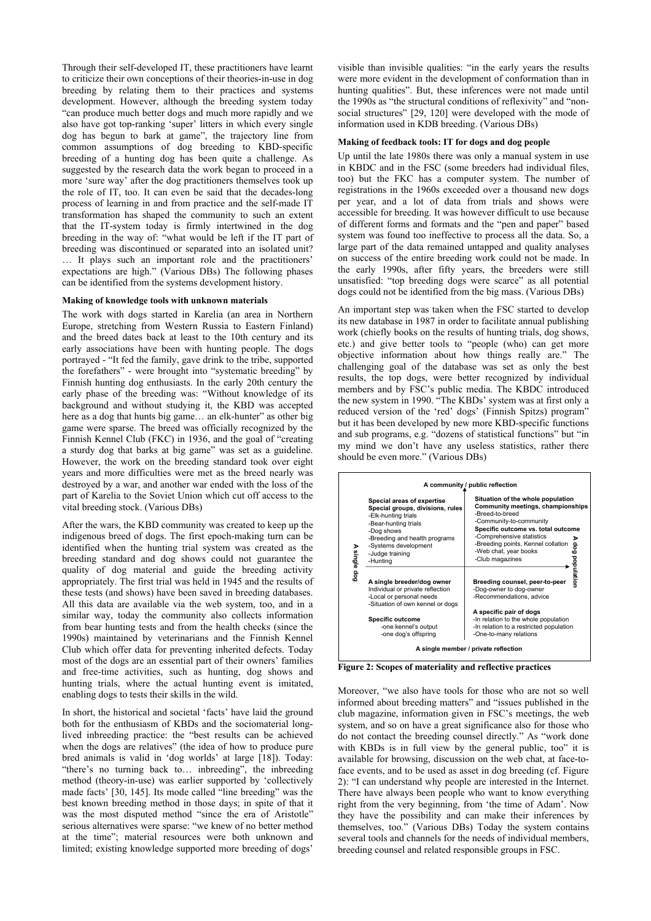Through their self-developed IT, these practitioners have learnt to criticize their own conceptions of their theories-in-use in dog breeding by relating them to their practices and systems development. However, although the breeding system today "can produce much better dogs and much more rapidly and we also have got top-ranking 'super' litters in which every single dog has begun to bark at game", the trajectory line from common assumptions of dog breeding to KBD-specific breeding of a hunting dog has been quite a challenge. As suggested by the research data the work began to proceed in a more 'sure way' after the dog practitioners themselves took up the role of IT, too. It can even be said that the decades-long process of learning in and from practice and the self-made IT transformation has shaped the community to such an extent that the IT-system today is firmly intertwined in the dog breeding in the way of: "what would be left if the IT part of breeding was discontinued or separated into an isolated unit? … It plays such an important role and the practitioners' expectations are high." (Various DBs) The following phases can be identified from the systems development history.

#### Making of knowledge tools with unknown materials

The work with dogs started in Karelia (an area in Northern Europe, stretching from Western Russia to Eastern Finland) and the breed dates back at least to the 10th century and its early associations have been with hunting people. The dogs portrayed - "It fed the family, gave drink to the tribe, supported the forefathers" - were brought into "systematic breeding" by Finnish hunting dog enthusiasts. In the early 20th century the early phase of the breeding was: "Without knowledge of its background and without studying it, the KBD was accepted here as a dog that hunts big game… an elk-hunter" as other big game were sparse. The breed was officially recognized by the Finnish Kennel Club (FKC) in 1936, and the goal of "creating a sturdy dog that barks at big game" was set as a guideline. However, the work on the breeding standard took over eight years and more difficulties were met as the breed nearly was destroyed by a war, and another war ended with the loss of the part of Karelia to the Soviet Union which cut off access to the vital breeding stock. (Various DBs)

After the wars, the KBD community was created to keep up the indigenous breed of dogs. The first epoch-making turn can be identified when the hunting trial system was created as the breeding standard and dog shows could not guarantee the quality of dog material and guide the breeding activity appropriately. The first trial was held in 1945 and the results of these tests (and shows) have been saved in breeding databases. All this data are available via the web system, too, and in a similar way, today the community also collects information from bear hunting tests and from the health checks (since the 1990s) maintained by veterinarians and the Finnish Kennel Club which offer data for preventing inherited defects. Today most of the dogs are an essential part of their owners' families and free-time activities, such as hunting, dog shows and hunting trials, where the actual hunting event is imitated, enabling dogs to tests their skills in the wild.

In short, the historical and societal 'facts' have laid the ground both for the enthusiasm of KBDs and the sociomaterial long-lived inbreeding practice: the "best results can be achieved when the dogs are relatives" (the idea of how to produce pure bred animals is valid in 'dog worlds' at large [18]). Today: "there's no turning back to… inbreeding", the inbreeding method (theory-in-use) was earlier supported by 'collectively made facts' [30, 145]. Its mode called "line breeding" was the best known breeding method in those days; in spite of that it was the most disputed method "since the era of Aristotle" serious alternatives were sparse: "we knew of no better method at the time"; material resources were both unknown and limited; existing knowledge supported more breeding of dogs' visible than invisible qualities: "in the early years the results were more evident in the development of conformation than in hunting qualities". But, these inferences were not made until the 1990s as "the structural conditions of reflexivity" and "non-social structures" [29, 120] were developed with the mode of information used in KDB breeding. (Various DBs)

#### Making of feedback tools: IT for dogs and dog people

Up until the late 1980s there was only a manual system in use in KBDC and in the FSC (some breeders had individual files, too) but the FKC has a computer system. The number of registrations in the 1960s exceeded over a thousand new dogs per year, and a lot of data from trials and shows were accessible for breeding. It was however difficult to use because of different forms and formats and the "pen and paper" based system was found too ineffective to process all the data. So, a large part of the data remained untapped and quality analyses on success of the entire breeding work could not be made. In the early 1990s, after fifty years, the breeders were still unsatisfied: "top breeding dogs were scarce" as all potential dogs could not be identified from the big mass. (Various DBs)

An important step was taken when the FSC started to develop its new database in 1987 in order to facilitate annual publishing work (chiefly books on the results of hunting trials, dog shows, etc.) and give better tools to "people (who) can get more objective information about how things really are." The challenging goal of the database was set as only the best results, the top dogs, were better recognized by individual members and by FSC's public media. The KBDC introduced the new system in 1990. "The KBDs' system was at first only a reduced version of the 'red' dogs' (Finnish Spitzs) program" but it has been developed by new more KBD-specific functions and sub programs, e.g. "dozens of statistical functions" but "in my mind we don't have any useless statistics, rather there should be even more." (Various DBs)

**A community / public reflection** (top) — **A single member / private reflection** (bottom) — **A single dog** (left) — **A dog population** (right)

| | |
|---|---|
| **Special areas of expertise**<br>**Special groups, divisions, rules**<br>-Elk-hunting trials<br>-Bear-hunting trials<br>-Dog shows<br>-Breeding and health programs<br>-Systems development<br>-Judge training<br>-Hunting | **Situation of the whole population**<br>**Community meetings, championships**<br>-Breed-to-breed<br>-Community-to-community<br>**Specific outcome vs. total outcome**<br>-Comprehensive statistics<br>-Breeding points, Kennel collation<br>-Web chat, year books<br>-Club magazines |
| **A single breeder/dog owner**<br>Individual or private reflection<br>-Local or personal needs<br>-Situation of own kennel or dogs<br><br>**Specific outcome**<br>-one kennel's output<br>-one dog's offspring | **Breeding counsel, peer-to-peer**<br>-Dog-owner to dog-owner<br>-Recommendations, advice<br><br>**A specific pair of dogs**<br>-In relation to the whole population<br>-In relation to a restricted population<br>-One-to-many relations |

**Figure 2: Scopes of materiality and reflective practices**

Moreover, "we also have tools for those who are not so well informed about breeding matters" and "issues published in the club magazine, information given in FSC's meetings, the web system, and so on have a great significance also for those who do not contact the breeding counsel directly." As "work done with KBDs is in full view by the general public, too" it is available for browsing, discussion on the web chat, at face-to-face events, and to be used as asset in dog breeding (cf. Figure 2): "I can understand why people are interested in the Internet. There have always been people who want to know everything right from the very beginning, from 'the time of Adam'. Now they have the possibility and can make their inferences by themselves, too." (Various DBs) Today the system contains several tools and channels for the needs of individual members, breeding counsel and related responsible groups in FSC.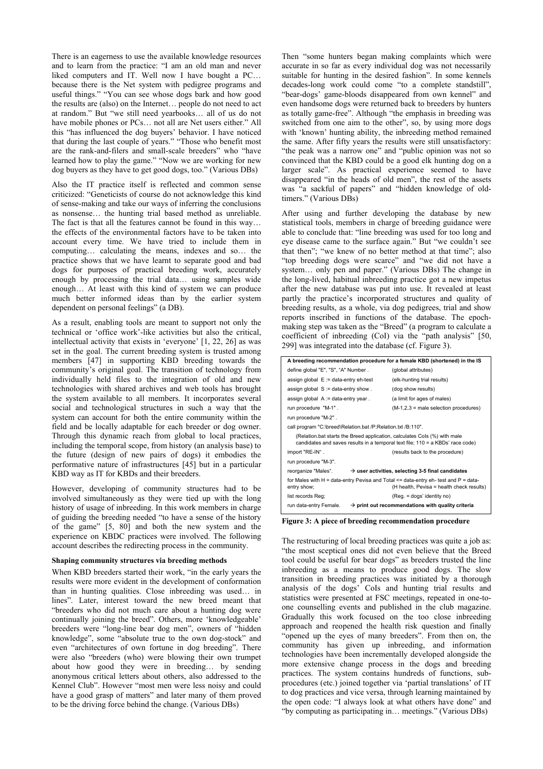There is an eagerness to use the available knowledge resources and to learn from the practice: "I am an old man and never liked computers and IT. Well now I have bought a PC… because there is the Net system with pedigree programs and useful things." "You can see whose dogs bark and how good the results are (also) on the Internet… people do not need to act at random." But "we still need yearbooks… all of us do not have mobile phones or PCs… not all are Net users either." All this "has influenced the dog buyers' behavior. I have noticed that during the last couple of years." "Those who benefit most are the rank-and-filers and small-scale breeders" who "have learned how to play the game." "Now we are working for new dog buyers as they have to get good dogs, too." (Various DBs)

Also the IT practice itself is reflected and common sense criticized: "Geneticists of course do not acknowledge this kind of sense-making and take our ways of inferring the conclusions as nonsense… the hunting trial based method as unreliable. The fact is that all the features cannot be found in this way… the effects of the environmental factors have to be taken into account every time. We have tried to include them in computing… calculating the means, indexes and so… the practice shows that we have learnt to separate good and bad dogs for purposes of practical breeding work, accurately enough by processing the trial data… using samples wide enough… At least with this kind of system we can produce much better informed ideas than by the earlier system dependent on personal feelings" (a DB).

As a result, enabling tools are meant to support not only the technical or 'office work'-like activities but also the critical, intellectual activity that exists in 'everyone' [1, 22, 26] as was set in the goal. The current breeding system is trusted among members [47] in supporting KBD breeding towards the community's original goal. The transition of technology from individually held files to the integration of old and new technologies with shared archives and web tools has brought the system available to all members. It incorporates several social and technological structures in such a way that the system can account for both the entire community within the field and be locally adaptable for each breeder or dog owner. Through this dynamic reach from global to local practices, including the temporal scope, from history (an analysis base) to the future (design of new pairs of dogs) it embodies the performative nature of infrastructures [45] but in a particular KBD way as IT for KBDs and their breeders.

However, developing of community structures had to be involved simultaneously as they were tied up with the long history of usage of inbreeding. In this work members in charge of guiding the breeding needed "to have a sense of the history of the game" [5, 80] and both the new system and the experience on KBDC practices were involved. The following account describes the redirecting process in the community.

#### Shaping community structures via breeding methods

When KBD breeders started their work, "in the early years the results were more evident in the development of conformation than in hunting qualities. Close inbreeding was used… in lines". Later, interest toward the new breed meant that "breeders who did not much care about a hunting dog were continually joining the breed". Others, more 'knowledgeable' breeders were "long-line bear dog men", owners of "hidden knowledge", some "absolute true to the own dog-stock" and even "architectures of own fortune in dog breeding". There were also "breeders (who) were blowing their own trumpet about how good they were in breeding… by sending anonymous critical letters about others, also addressed to the Kennel Club". However "most men were less noisy and could have a good grasp of matters" and later many of them proved to be the driving force behind the change. (Various DBs)

Then "some hunters began making complaints which were accurate in so far as every individual dog was not necessarily suitable for hunting in the desired fashion". In some kennels decades-long work could come "to a complete standstill", "bear-dogs' game-bloods disappeared from own kennel" and even handsome dogs were returned back to breeders by hunters as totally game-free". Although "the emphasis in breeding was switched from one aim to the other", so, by using more dogs with 'known' hunting ability, the inbreeding method remained the same. After fifty years the results were still unsatisfactory: "the peak was a narrow one" and "public opinion was not so convinced that the KBD could be a good elk hunting dog on a larger scale". As practical experience seemed to have disappeared "in the heads of old men", the rest of the assets was "a sackful of papers" and "hidden knowledge of old-timers." (Various DBs)

After using and further developing the database by new statistical tools, members in charge of breeding guidance were able to conclude that: "line breeding was used for too long and eye disease came to the surface again." But "we couldn't see that then"; "we knew of no better method at that time"; also "top breeding dogs were scarce" and "we did not have a system… only pen and paper." (Various DBs) The change in the long-lived, habitual inbreeding practice got a new impetus after the new database was put into use. It revealed at least partly the practice's incorporated structures and quality of breeding results, as a whole, via dog pedigrees, trial and show reports inscribed in functions of the database. The epoch-making step was taken as the "Breed" (a program to calculate a coefficient of inbreeding (CoI) via the "path analysis" [50, 299] was integrated into the database (cf. Figure 3).

| A breeding recommendation procedure for a female KBD (shortened) in the IS | |
|---|---|
| define global "E", "S", "A" Number . | (global attributes) |
| assign global E := data-entry eh-test | (elk-hunting trial results) |
| assign global S := data-entry show . | (dog show results) |
| assign global A := data-entry year . | (a limit for ages of males) |
| run procedure "M-1" . | (M-1,2,3 = male selection procedures) |
| run procedure "M-2" . | |
| call program "C:\breed\Relation.bat /P:Relation.txt /B:110". | |
| (Relation.bat starts the Breed application, calculates CoIs (%) with male candidates and saves results in a temporal text file; 110 = a KBDs' race code) | |
| import "RE-IN" . | (results back to the procedure) |
| run procedure "M-3". | |
| reorganize "Males". | → **user activities, selecting 3-5 final candidates** |
| for Males with H = data-entry Pevisa and Total <= data-entry eh- test and P = data-entry show; | (H health, Pevisa = health check results) |
| list records Reg; | (Reg. = dogs' identity no) |
| run data-entry Female. | → **print out recommendations with quality criteria** |

**Figure 3: A piece of breeding recommendation procedure**

The restructuring of local breeding practices was quite a job as: "the most sceptical ones did not even believe that the Breed tool could be useful for bear dogs" as breeders trusted the line inbreeding as a means to produce good dogs. The slow transition in breeding practices was initiated by a thorough analysis of the dogs' CoIs and hunting trial results and statistics were presented at FSC meetings, repeated in one-to-one counselling events and published in the club magazine. Gradually this work focused on the too close inbreeding approach and reopened the health risk question and finally "opened up the eyes of many breeders". From then on, the community has given up inbreeding, and information technologies have been incrementally developed alongside the more extensive change process in the dogs and breeding practices. The system contains hundreds of functions, sub-procedures (etc.) joined together via 'partial translations' of IT to dog practices and vice versa, through learning maintained by the open code: "I always look at what others have done" and "by computing as participating in… meetings." (Various DBs)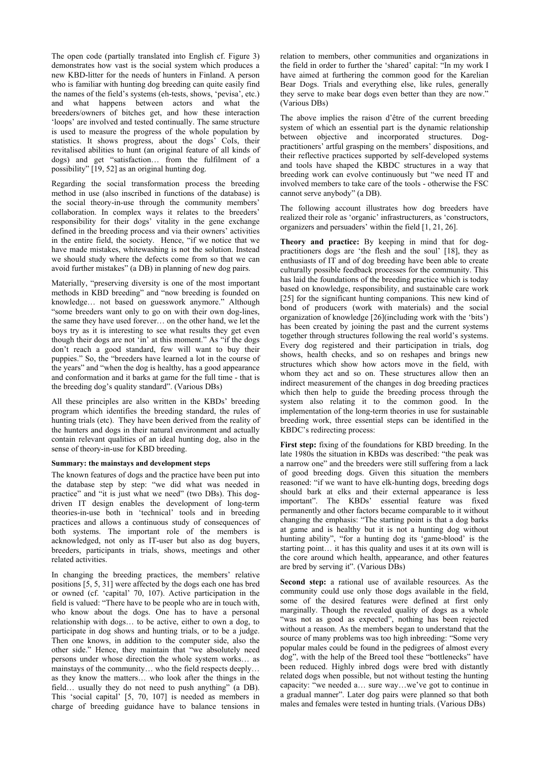The open code (partially translated into English cf. Figure 3) demonstrates how vast is the social system which produces a new KBD-litter for the needs of hunters in Finland. A person who is familiar with hunting dog breeding can quite easily find the names of the field's systems (eh-tests, shows, 'pevisa', etc.) and what happens between actors and what the breeders/owners of bitches get, and how these interaction 'loops' are involved and tested continually. The same structure is used to measure the progress of the whole population by statistics. It shows progress, about the dogs' CoIs, their revitalised abilities to hunt (an original feature of all kinds of dogs) and get "satisfaction… from the fulfilment of a possibility" [19, 52] as an original hunting dog.

Regarding the social transformation process the breeding method in use (also inscribed in functions of the database) is the social theory-in-use through the community members' collaboration. In complex ways it relates to the breeders' responsibility for their dogs' vitality in the gene exchange defined in the breeding process and via their owners' activities in the entire field, the society. Hence, "if we notice that we have made mistakes, whitewashing is not the solution. Instead we should study where the defects come from so that we can avoid further mistakes" (a DB) in planning of new dog pairs.

Materially, "preserving diversity is one of the most important methods in KBD breeding" and "now breeding is founded on knowledge… not based on guesswork anymore." Although "some breeders want only to go on with their own dog-lines, the same they have used forever… on the other hand, we let the boys try as it is interesting to see what results they get even though their dogs are not 'in' at this moment." As "if the dogs don't reach a good standard, few will want to buy their puppies." So, the "breeders have learned a lot in the course of the years" and "when the dog is healthy, has a good appearance and conformation and it barks at game for the full time - that is the breeding dog's quality standard". (Various DBs)

All these principles are also written in the KBDs' breeding program which identifies the breeding standard, the rules of hunting trials (etc). They have been derived from the reality of the hunters and dogs in their natural environment and actually contain relevant qualities of an ideal hunting dog, also in the sense of theory-in-use for KBD breeding.

**Summary: the mainstays and development steps**

The known features of dogs and the practice have been put into the database step by step: "we did what was needed in practice" and "it is just what we need" (two DBs). This dog-driven IT design enables the development of long-term theories-in-use both in 'technical' tools and in breeding practices and allows a continuous study of consequences of both systems. The important role of the members is acknowledged, not only as IT-user but also as dog buyers, breeders, participants in trials, shows, meetings and other related activities.

In changing the breeding practices, the members' relative positions [5, 5, 31] were affected by the dogs each one has bred or owned (cf. 'capital' 70, 107). Active participation in the field is valued: "There have to be people who are in touch with, who know about the dogs. One has to have a personal relationship with dogs… to be active, either to own a dog, to participate in dog shows and hunting trials, or to be a judge. Then one knows, in addition to the computer side, also the other side." Hence, they maintain that "we absolutely need persons under whose direction the whole system works… as mainstays of the community… who the field respects deeply… as they know the matters… who look after the things in the field… usually they do not need to push anything" (a DB). This 'social capital' [5, 70, 107] is needed as members in charge of breeding guidance have to balance tensions in relation to members, other communities and organizations in the field in order to further the 'shared' capital: "In my work I have aimed at furthering the common good for the Karelian Bear Dogs. Trials and everything else, like rules, generally they serve to make bear dogs even better than they are now." (Various DBs)

The above implies the raison d'être of the current breeding system of which an essential part is the dynamic relationship between objective and incorporated structures. Dog-practitioners' artful grasping on the members' dispositions, and their reflective practices supported by self-developed systems and tools have shaped the KBDC structures in a way that breeding work can evolve continuously but "we need IT and involved members to take care of the tools - otherwise the FSC cannot serve anybody" (a DB).

The following account illustrates how dog breeders have realized their role as 'organic' infrastructurers, as 'constructors, organizers and persuaders' within the field [1, 21, 26].

**Theory and practice:** By keeping in mind that for dog-practitioners dogs are 'the flesh and the soul' [18], they as enthusiasts of IT and of dog breeding have been able to create culturally possible feedback processes for the community. This has laid the foundations of the breeding practice which is today based on knowledge, responsibility, and sustainable care work [25] for the significant hunting companions. This new kind of bond of producers (work with materials) and the social organization of knowledge [26](including work with the 'bits') has been created by joining the past and the current systems together through structures following the real world's systems. Every dog registered and their participation in trials, dog shows, health checks, and so on reshapes and brings new structures which show how actors move in the field, with whom they act and so on. These structures allow then an indirect measurement of the changes in dog breeding practices which then help to guide the breeding process through the system also relating it to the common good. In the implementation of the long-term theories in use for sustainable breeding work, three essential steps can be identified in the KBDC's redirecting process:

**First step:** fixing of the foundations for KBD breeding. In the late 1980s the situation in KBDs was described: "the peak was a narrow one" and the breeders were still suffering from a lack of good breeding dogs. Given this situation the members reasoned: "if we want to have elk-hunting dogs, breeding dogs should bark at elks and their external appearance is less important". The KBDs' essential feature was fixed permanently and other factors became comparable to it without changing the emphasis: "The starting point is that a dog barks at game and is healthy but it is not a hunting dog without hunting ability", "for a hunting dog its 'game-blood' is the starting point… it has this quality and uses it at its own will is the core around which health, appearance, and other features are bred by serving it". (Various DBs)

**Second step:** a rational use of available resources. As the community could use only those dogs available in the field, some of the desired features were defined at first only marginally. Though the revealed quality of dogs as a whole "was not as good as expected", nothing has been rejected without a reason. As the members began to understand that the source of many problems was too high inbreeding: "Some very popular males could be found in the pedigrees of almost every dog", with the help of the Breed tool these "bottlenecks" have been reduced. Highly inbred dogs were bred with distantly related dogs when possible, but not without testing the hunting capacity: "we needed a… sure way…we've got to continue in a gradual manner". Later dog pairs were planned so that both males and females were tested in hunting trials. (Various DBs)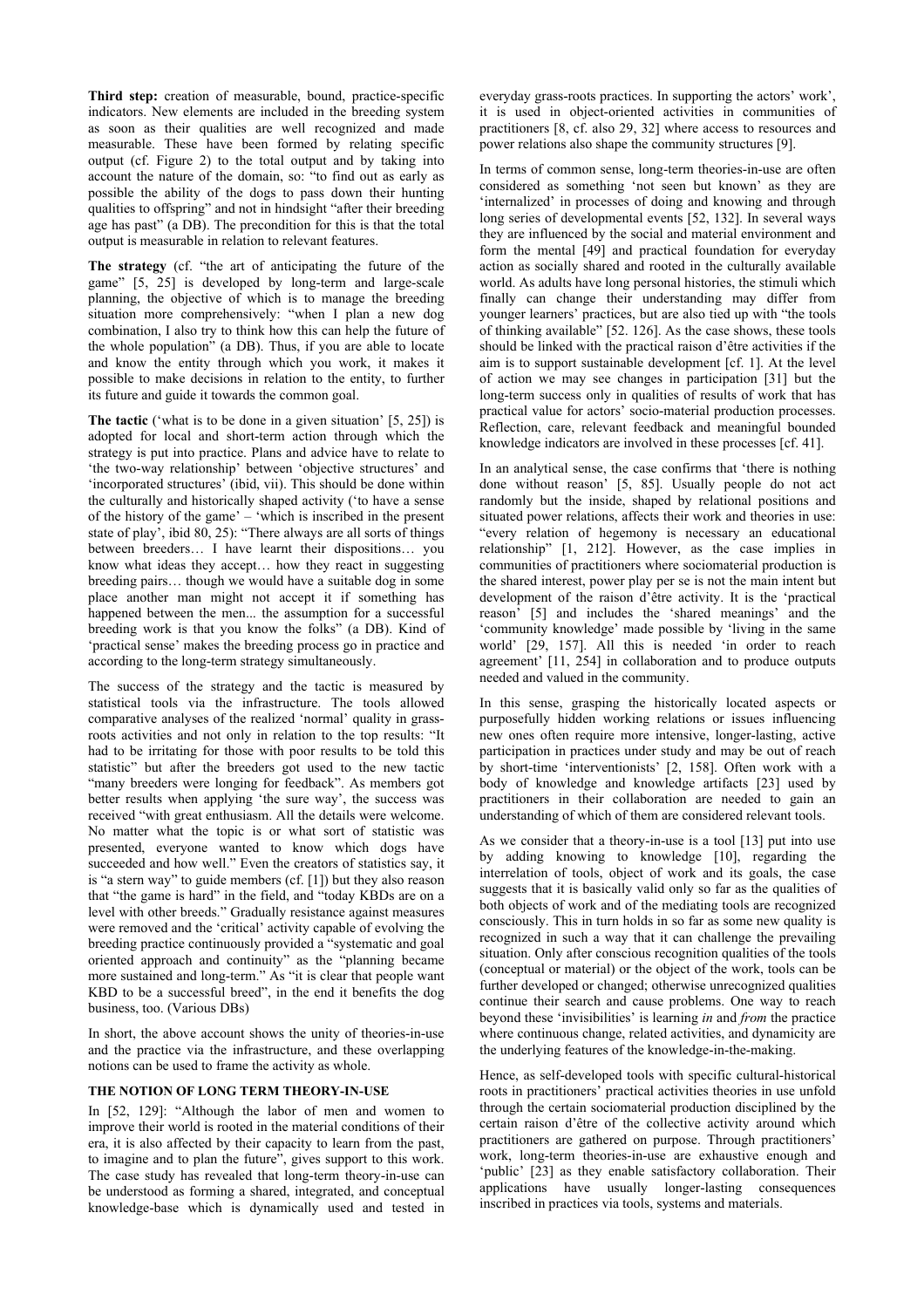**Third step:** creation of measurable, bound, practice-specific indicators. New elements are included in the breeding system as soon as their qualities are well recognized and made measurable. These have been formed by relating specific output (cf. Figure 2) to the total output and by taking into account the nature of the domain, so: "to find out as early as possible the ability of the dogs to pass down their hunting qualities to offspring" and not in hindsight "after their breeding age has past" (a DB). The precondition for this is that the total output is measurable in relation to relevant features.

**The strategy** (cf. "the art of anticipating the future of the game" [5, 25] is developed by long-term and large-scale planning, the objective of which is to manage the breeding situation more comprehensively: "when I plan a new dog combination, I also try to think how this can help the future of the whole population" (a DB). Thus, if you are able to locate and know the entity through which you work, it makes it possible to make decisions in relation to the entity, to further its future and guide it towards the common goal.

**The tactic** ('what is to be done in a given situation' [5, 25]) is adopted for local and short-term action through which the strategy is put into practice. Plans and advice have to relate to 'the two-way relationship' between 'objective structures' and 'incorporated structures' (ibid, vii). This should be done within the culturally and historically shaped activity ('to have a sense of the history of the game' – 'which is inscribed in the present state of play', ibid 80, 25): "There always are all sorts of things between breeders… I have learnt their dispositions… you know what ideas they accept… how they react in suggesting breeding pairs… though we would have a suitable dog in some place another man might not accept it if something has happened between the men... the assumption for a successful breeding work is that you know the folks" (a DB). Kind of 'practical sense' makes the breeding process go in practice and according to the long-term strategy simultaneously.

The success of the strategy and the tactic is measured by statistical tools via the infrastructure. The tools allowed comparative analyses of the realized 'normal' quality in grass-roots activities and not only in relation to the top results: "It had to be irritating for those with poor results to be told this statistic" but after the breeders got used to the new tactic "many breeders were longing for feedback". As members got better results when applying 'the sure way', the success was received "with great enthusiasm. All the details were welcome. No matter what the topic is or what sort of statistic was presented, everyone wanted to know which dogs have succeeded and how well." Even the creators of statistics say, it is "a stern way" to guide members (cf. [1]) but they also reason that "the game is hard" in the field, and "today KBDs are on a level with other breeds." Gradually resistance against measures were removed and the 'critical' activity capable of evolving the breeding practice continuously provided a "systematic and goal oriented approach and continuity" as the "planning became more sustained and long-term." As "it is clear that people want KBD to be a successful breed", in the end it benefits the dog business, too. (Various DBs)

In short, the above account shows the unity of theories-in-use and the practice via the infrastructure, and these overlapping notions can be used to frame the activity as whole.

## THE NOTION OF LONG TERM THEORY-IN-USE

In [52, 129]: "Although the labor of men and women to improve their world is rooted in the material conditions of their era, it is also affected by their capacity to learn from the past, to imagine and to plan the future", gives support to this work. The case study has revealed that long-term theory-in-use can be understood as forming a shared, integrated, and conceptual knowledge-base which is dynamically used and tested in everyday grass-roots practices. In supporting the actors' work', it is used in object-oriented activities in communities of practitioners [8, cf. also 29, 32] where access to resources and power relations also shape the community structures [9].

In terms of common sense, long-term theories-in-use are often considered as something 'not seen but known' as they are 'internalized' in processes of doing and knowing and through long series of developmental events [52, 132]. In several ways they are influenced by the social and material environment and form the mental [49] and practical foundation for everyday action as socially shared and rooted in the culturally available world. As adults have long personal histories, the stimuli which finally can change their understanding may differ from younger learners' practices, but are also tied up with "the tools of thinking available" [52. 126]. As the case shows, these tools should be linked with the practical raison d'être activities if the aim is to support sustainable development [cf. 1]. At the level of action we may see changes in participation [31] but the long-term success only in qualities of results of work that has practical value for actors' socio-material production processes. Reflection, care, relevant feedback and meaningful bounded knowledge indicators are involved in these processes [cf. 41].

In an analytical sense, the case confirms that 'there is nothing done without reason' [5, 85]. Usually people do not act randomly but the inside, shaped by relational positions and situated power relations, affects their work and theories in use: "every relation of hegemony is necessary an educational relationship" [1, 212]. However, as the case implies in communities of practitioners where sociomaterial production is the shared interest, power play per se is not the main intent but development of the raison d'être activity. It is the 'practical reason' [5] and includes the 'shared meanings' and the 'community knowledge' made possible by 'living in the same world' [29, 157]. All this is needed 'in order to reach agreement' [11, 254] in collaboration and to produce outputs needed and valued in the community.

In this sense, grasping the historically located aspects or purposefully hidden working relations or issues influencing new ones often require more intensive, longer-lasting, active participation in practices under study and may be out of reach by short-time 'interventionists' [2, 158]. Often work with a body of knowledge and knowledge artifacts [23] used by practitioners in their collaboration are needed to gain an understanding of which of them are considered relevant tools.

As we consider that a theory-in-use is a tool [13] put into use by adding knowing to knowledge [10], regarding the interrelation of tools, object of work and its goals, the case suggests that it is basically valid only so far as the qualities of both objects of work and of the mediating tools are recognized consciously. This in turn holds in so far as some new quality is recognized in such a way that it can challenge the prevailing situation. Only after conscious recognition qualities of the tools (conceptual or material) or the object of the work, tools can be further developed or changed; otherwise unrecognized qualities continue their search and cause problems. One way to reach beyond these 'invisibilities' is learning *in* and *from* the practice where continuous change, related activities, and dynamicity are the underlying features of the knowledge-in-the-making.

Hence, as self-developed tools with specific cultural-historical roots in practitioners' practical activities theories in use unfold through the certain sociomaterial production disciplined by the certain raison d'être of the collective activity around which practitioners are gathered on purpose. Through practitioners' work, long-term theories-in-use are exhaustive enough and 'public' [23] as they enable satisfactory collaboration. Their applications have usually longer-lasting consequences inscribed in practices via tools, systems and materials.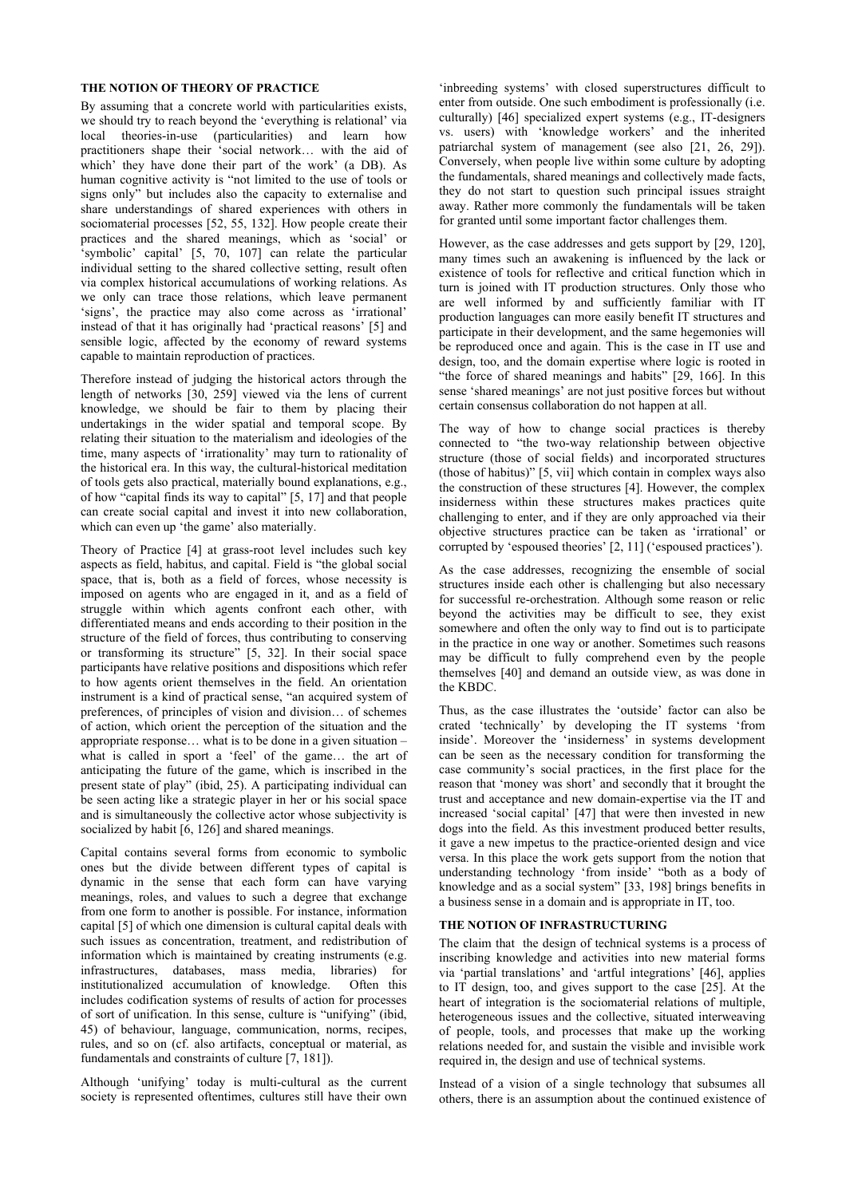## THE NOTION OF THEORY OF PRACTICE

By assuming that a concrete world with particularities exists, we should try to reach beyond the 'everything is relational' via local theories-in-use (particularities) and learn how practitioners shape their 'social network… with the aid of which' they have done their part of the work' (a DB). As human cognitive activity is "not limited to the use of tools or signs only" but includes also the capacity to externalise and share understandings of shared experiences with others in sociomaterial processes [52, 55, 132]. How people create their practices and the shared meanings, which as 'social' or 'symbolic' capital' [5, 70, 107] can relate the particular individual setting to the shared collective setting, result often via complex historical accumulations of working relations. As we only can trace those relations, which leave permanent 'signs', the practice may also come across as 'irrational' instead of that it has originally had 'practical reasons' [5] and sensible logic, affected by the economy of reward systems capable to maintain reproduction of practices.

Therefore instead of judging the historical actors through the length of networks [30, 259] viewed via the lens of current knowledge, we should be fair to them by placing their undertakings in the wider spatial and temporal scope. By relating their situation to the materialism and ideologies of the time, many aspects of 'irrationality' may turn to rationality of the historical era. In this way, the cultural-historical meditation of tools gets also practical, materially bound explanations, e.g., of how "capital finds its way to capital" [5, 17] and that people can create social capital and invest it into new collaboration, which can even up 'the game' also materially.

Theory of Practice [4] at grass-root level includes such key aspects as field, habitus, and capital. Field is "the global social space, that is, both as a field of forces, whose necessity is imposed on agents who are engaged in it, and as a field of struggle within which agents confront each other, with differentiated means and ends according to their position in the structure of the field of forces, thus contributing to conserving or transforming its structure" [5, 32]. In their social space participants have relative positions and dispositions which refer to how agents orient themselves in the field. An orientation instrument is a kind of practical sense, "an acquired system of preferences, of principles of vision and division… of schemes of action, which orient the perception of the situation and the appropriate response… what is to be done in a given situation – what is called in sport a 'feel' of the game… the art of anticipating the future of the game, which is inscribed in the present state of play" (ibid, 25). A participating individual can be seen acting like a strategic player in her or his social space and is simultaneously the collective actor whose subjectivity is socialized by habit [6, 126] and shared meanings.

Capital contains several forms from economic to symbolic ones but the divide between different types of capital is dynamic in the sense that each form can have varying meanings, roles, and values to such a degree that exchange from one form to another is possible. For instance, information capital [5] of which one dimension is cultural capital deals with such issues as concentration, treatment, and redistribution of information which is maintained by creating instruments (e.g. infrastructures, databases, mass media, libraries) for institutionalized accumulation of knowledge. Often this includes codification systems of results of action for processes of sort of unification. In this sense, culture is "unifying" (ibid, 45) of behaviour, language, communication, norms, recipes, rules, and so on (cf. also artifacts, conceptual or material, as fundamentals and constraints of culture [7, 181]).

Although 'unifying' today is multi-cultural as the current society is represented oftentimes, cultures still have their own 'inbreeding systems' with closed superstructures difficult to enter from outside. One such embodiment is professionally (i.e. culturally) [46] specialized expert systems (e.g., IT-designers vs. users) with 'knowledge workers' and the inherited patriarchal system of management (see also [21, 26, 29]). Conversely, when people live within some culture by adopting the fundamentals, shared meanings and collectively made facts, they do not start to question such principal issues straight away. Rather more commonly the fundamentals will be taken for granted until some important factor challenges them.

However, as the case addresses and gets support by [29, 120], many times such an awakening is influenced by the lack or existence of tools for reflective and critical function which in turn is joined with IT production structures. Only those who are well informed by and sufficiently familiar with IT production languages can more easily benefit IT structures and participate in their development, and the same hegemonies will be reproduced once and again. This is the case in IT use and design, too, and the domain expertise where logic is rooted in "the force of shared meanings and habits" [29, 166]. In this sense 'shared meanings' are not just positive forces but without certain consensus collaboration do not happen at all.

The way of how to change social practices is thereby connected to "the two-way relationship between objective structure (those of social fields) and incorporated structures (those of habitus)" [5, vii] which contain in complex ways also the construction of these structures [4]. However, the complex insiderness within these structures makes practices quite challenging to enter, and if they are only approached via their objective structures practice can be taken as 'irrational' or corrupted by 'espoused theories' [2, 11] ('espoused practices').

As the case addresses, recognizing the ensemble of social structures inside each other is challenging but also necessary for successful re-orchestration. Although some reason or relic beyond the activities may be difficult to see, they exist somewhere and often the only way to find out is to participate in the practice in one way or another. Sometimes such reasons may be difficult to fully comprehend even by the people themselves [40] and demand an outside view, as was done in the KBDC.

Thus, as the case illustrates the 'outside' factor can also be crated 'technically' by developing the IT systems 'from inside'. Moreover the 'insiderness' in systems development can be seen as the necessary condition for transforming the case community's social practices, in the first place for the reason that 'money was short' and secondly that it brought the trust and acceptance and new domain-expertise via the IT and increased 'social capital' [47] that were then invested in new dogs into the field. As this investment produced better results, it gave a new impetus to the practice-oriented design and vice versa. In this place the work gets support from the notion that understanding technology 'from inside' "both as a body of knowledge and as a social system" [33, 198] brings benefits in a business sense in a domain and is appropriate in IT, too.

## THE NOTION OF INFRASTRUCTURING

The claim that the design of technical systems is a process of inscribing knowledge and activities into new material forms via 'partial translations' and 'artful integrations' [46], applies to IT design, too, and gives support to the case [25]. At the heart of integration is the sociomaterial relations of multiple, heterogeneous issues and the collective, situated interweaving of people, tools, and processes that make up the working relations needed for, and sustain the visible and invisible work required in, the design and use of technical systems.

Instead of a vision of a single technology that subsumes all others, there is an assumption about the continued existence of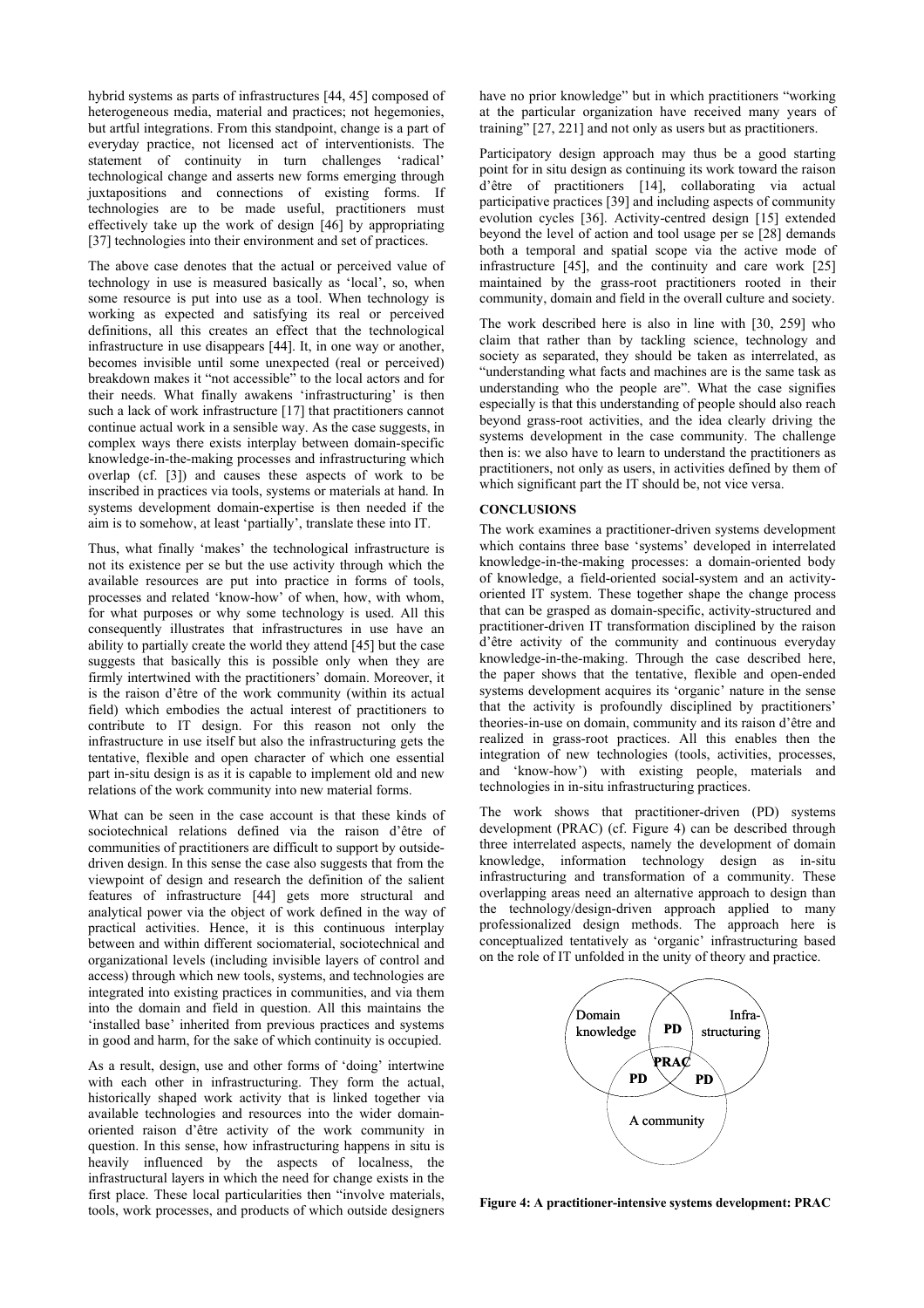hybrid systems as parts of infrastructures [44, 45] composed of heterogeneous media, material and practices; not hegemonies, but artful integrations. From this standpoint, change is a part of everyday practice, not licensed act of interventionists. The statement of continuity in turn challenges 'radical' technological change and asserts new forms emerging through juxtapositions and connections of existing forms. If technologies are to be made useful, practitioners must effectively take up the work of design [46] by appropriating [37] technologies into their environment and set of practices.

The above case denotes that the actual or perceived value of technology in use is measured basically as 'local', so, when some resource is put into use as a tool. When technology is working as expected and satisfying its real or perceived definitions, all this creates an effect that the technological infrastructure in use disappears [44]. It, in one way or another, becomes invisible until some unexpected (real or perceived) breakdown makes it "not accessible" to the local actors and for their needs. What finally awakens 'infrastructuring' is then such a lack of work infrastructure [17] that practitioners cannot continue actual work in a sensible way. As the case suggests, in complex ways there exists interplay between domain-specific knowledge-in-the-making processes and infrastructuring which overlap (cf. [3]) and causes these aspects of work to be inscribed in practices via tools, systems or materials at hand. In systems development domain-expertise is then needed if the aim is to somehow, at least 'partially', translate these into IT.

Thus, what finally 'makes' the technological infrastructure is not its existence per se but the use activity through which the available resources are put into practice in forms of tools, processes and related 'know-how' of when, how, with whom, for what purposes or why some technology is used. All this consequently illustrates that infrastructures in use have an ability to partially create the world they attend [45] but the case suggests that basically this is possible only when they are firmly intertwined with the practitioners' domain. Moreover, it is the raison d'être of the work community (within its actual field) which embodies the actual interest of practitioners to contribute to IT design. For this reason not only the infrastructure in use itself but also the infrastructuring gets the tentative, flexible and open character of which one essential part in-situ design is as it is capable to implement old and new relations of the work community into new material forms.

What can be seen in the case account is that these kinds of sociotechnical relations defined via the raison d'être of communities of practitioners are difficult to support by outside-driven design. In this sense the case also suggests that from the viewpoint of design and research the definition of the salient features of infrastructure [44] gets more structural and analytical power via the object of work defined in the way of practical activities. Hence, it is this continuous interplay between and within different sociomaterial, sociotechnical and organizational levels (including invisible layers of control and access) through which new tools, systems, and technologies are integrated into existing practices in communities, and via them into the domain and field in question. All this maintains the 'installed base' inherited from previous practices and systems in good and harm, for the sake of which continuity is occupied.

As a result, design, use and other forms of 'doing' intertwine with each other in infrastructuring. They form the actual, historically shaped work activity that is linked together via available technologies and resources into the wider domain-oriented raison d'être activity of the work community in question. In this sense, how infrastructuring happens in situ is heavily influenced by the aspects of localness, the infrastructural layers in which the need for change exists in the first place. These local particularities then "involve materials, tools, work processes, and products of which outside designers have no prior knowledge" but in which practitioners "working at the particular organization have received many years of training" [27, 221] and not only as users but as practitioners.

Participatory design approach may thus be a good starting point for in situ design as continuing its work toward the raison d'être of practitioners [14], collaborating via actual participative practices [39] and including aspects of community evolution cycles [36]. Activity-centred design [15] extended beyond the level of action and tool usage per se [28] demands both a temporal and spatial scope via the active mode of infrastructure [45], and the continuity and care work [25] maintained by the grass-root practitioners rooted in their community, domain and field in the overall culture and society.

The work described here is also in line with [30, 259] who claim that rather than by tackling science, technology and society as separated, they should be taken as interrelated, as "understanding what facts and machines are is the same task as understanding who the people are". What the case signifies especially is that this understanding of people should also reach beyond grass-root activities, and the idea clearly driving the systems development in the case community. The challenge then is: we also have to learn to understand the practitioners as practitioners, not only as users, in activities defined by them of which significant part the IT should be, not vice versa.

## CONCLUSIONS

The work examines a practitioner-driven systems development which contains three base 'systems' developed in interrelated knowledge-in-the-making processes: a domain-oriented body of knowledge, a field-oriented social-system and an activity-oriented IT system. These together shape the change process that can be grasped as domain-specific, activity-structured and practitioner-driven IT transformation disciplined by the raison d'être activity of the community and continuous everyday knowledge-in-the-making. Through the case described here, the paper shows that the tentative, flexible and open-ended systems development acquires its 'organic' nature in the sense that the activity is profoundly disciplined by practitioners' theories-in-use on domain, community and its raison d'être and realized in grass-root practices. All this enables then the integration of new technologies (tools, activities, processes, and 'know-how') with existing people, materials and technologies in in-situ infrastructuring practices.

The work shows that practitioner-driven (PD) systems development (PRAC) (cf. Figure 4) can be described through three interrelated aspects, namely the development of domain knowledge, information technology design as in-situ infrastructuring and transformation of a community. These overlapping areas need an alternative approach to design than the technology/design-driven approach applied to many professionalized design methods. The approach here is conceptualized tentatively as 'organic' infrastructuring based on the role of IT unfolded in the unity of theory and practice.

Domain knowledge | PD | Infra-structuring | PRAC | PD | PD | A community

**Figure 4: A practitioner-intensive systems development: PRAC**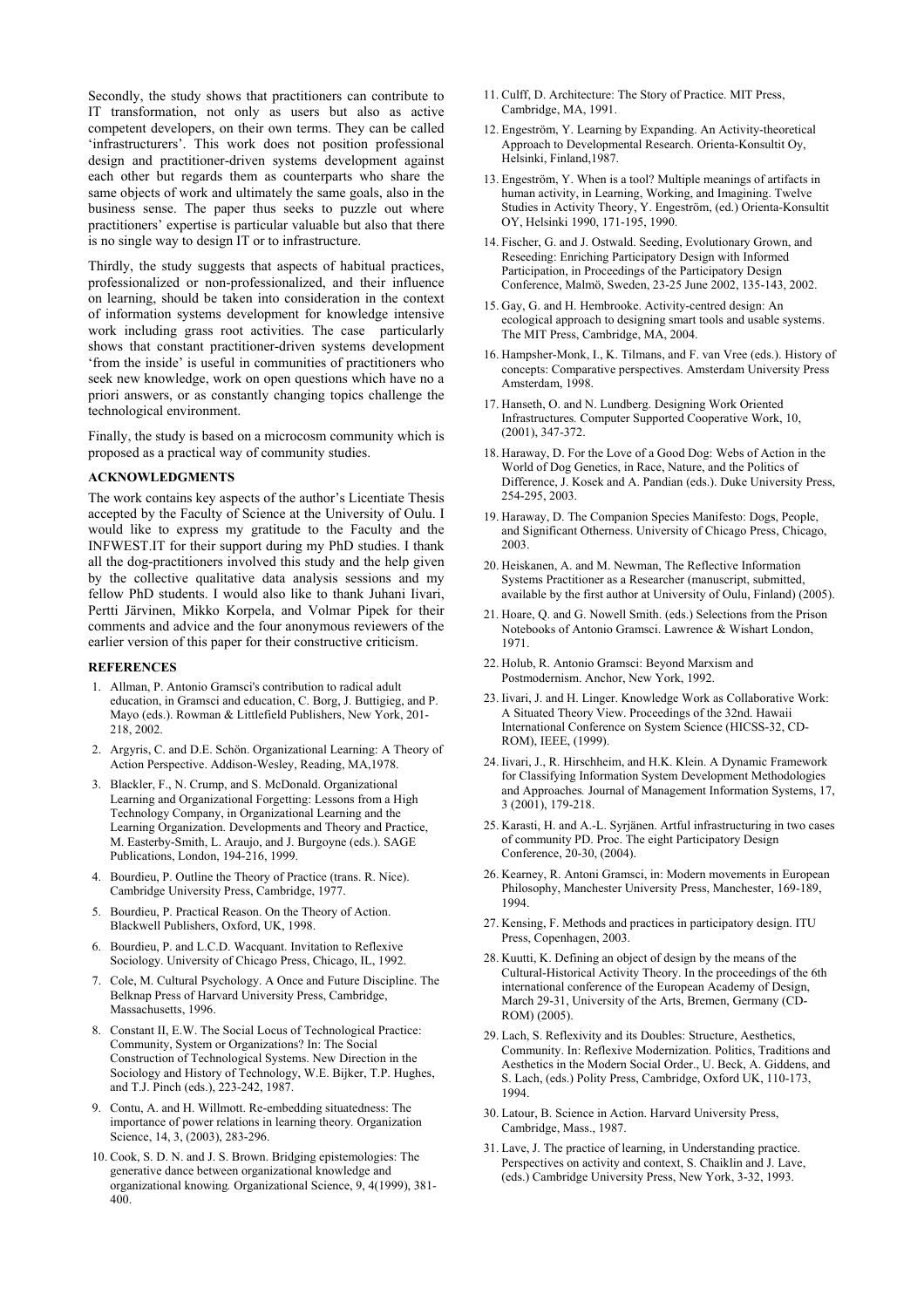Secondly, the study shows that practitioners can contribute to IT transformation, not only as users but also as active competent developers, on their own terms. They can be called 'infrastructurers'. This work does not position professional design and practitioner-driven systems development against each other but regards them as counterparts who share the same objects of work and ultimately the same goals, also in the business sense. The paper thus seeks to puzzle out where practitioners' expertise is particular valuable but also that there is no single way to design IT or to infrastructure.

Thirdly, the study suggests that aspects of habitual practices, professionalized or non-professionalized, and their influence on learning, should be taken into consideration in the context of information systems development for knowledge intensive work including grass root activities. The case particularly shows that constant practitioner-driven systems development 'from the inside' is useful in communities of practitioners who seek new knowledge, work on open questions which have no a priori answers, or as constantly changing topics challenge the technological environment.

Finally, the study is based on a microcosm community which is proposed as a practical way of community studies.

## ACKNOWLEDGMENTS

The work contains key aspects of the author's Licentiate Thesis accepted by the Faculty of Science at the University of Oulu. I would like to express my gratitude to the Faculty and the INFWEST.IT for their support during my PhD studies. I thank all the dog-practitioners involved this study and the help given by the collective qualitative data analysis sessions and my fellow PhD students. I would also like to thank Juhani Iivari, Pertti Järvinen, Mikko Korpela, and Volmar Pipek for their comments and advice and the four anonymous reviewers of the earlier version of this paper for their constructive criticism.

## REFERENCES

1. Allman, P. Antonio Gramsci's contribution to radical adult education, in Gramsci and education, C. Borg, J. Buttigieg, and P. Mayo (eds.). Rowman & Littlefield Publishers, New York, 201-218, 2002.
2. Argyris, C. and D.E. Schön. Organizational Learning: A Theory of Action Perspective. Addison-Wesley, Reading, MA,1978.
3. Blackler, F., N. Crump, and S. McDonald. Organizational Learning and Organizational Forgetting: Lessons from a High Technology Company, in Organizational Learning and the Learning Organization. Developments and Theory and Practice, M. Easterby-Smith, L. Araujo, and J. Burgoyne (eds.). SAGE Publications, London, 194-216, 1999.
4. Bourdieu, P. Outline the Theory of Practice (trans. R. Nice). Cambridge University Press, Cambridge, 1977.
5. Bourdieu, P. Practical Reason. On the Theory of Action. Blackwell Publishers, Oxford, UK, 1998.
6. Bourdieu, P. and L.C.D. Wacquant. Invitation to Reflexive Sociology. University of Chicago Press, Chicago, IL, 1992.
7. Cole, M. Cultural Psychology. A Once and Future Discipline. The Belknap Press of Harvard University Press, Cambridge, Massachusetts, 1996.
8. Constant II, E.W. The Social Locus of Technological Practice: Community, System or Organizations? In: The Social Construction of Technological Systems. New Direction in the Sociology and History of Technology, W.E. Bijker, T.P. Hughes, and T.J. Pinch (eds.), 223-242, 1987.
9. Contu, A. and H. Willmott. Re-embedding situatedness: The importance of power relations in learning theory. Organization Science, 14, 3, (2003), 283-296.
10. Cook, S. D. N. and J. S. Brown. Bridging epistemologies: The generative dance between organizational knowledge and organizational knowing. Organizational Science, 9, 4(1999), 381-400.
11. Culff, D. Architecture: The Story of Practice. MIT Press, Cambridge, MA, 1991.
12. Engeström, Y. Learning by Expanding. An Activity-theoretical Approach to Developmental Research. Orienta-Konsultit Oy, Helsinki, Finland,1987.
13. Engeström, Y. When is a tool? Multiple meanings of artifacts in human activity, in Learning, Working, and Imagining. Twelve Studies in Activity Theory, Y. Engeström, (ed.) Orienta-Konsultit OY, Helsinki 1990, 171-195, 1990.
14. Fischer, G. and J. Ostwald. Seeding, Evolutionary Grown, and Reseeding: Enriching Participatory Design with Informed Participation, in Proceedings of the Participatory Design Conference, Malmö, Sweden, 23-25 June 2002, 135-143, 2002.
15. Gay, G. and H. Hembrooke. Activity-centred design: An ecological approach to designing smart tools and usable systems. The MIT Press, Cambridge, MA, 2004.
16. Hampsher-Monk, I., K. Tilmans, and F. van Vree (eds.). History of concepts: Comparative perspectives. Amsterdam University Press Amsterdam, 1998.
17. Hanseth, O. and N. Lundberg. Designing Work Oriented Infrastructures. Computer Supported Cooperative Work, 10, (2001), 347-372.
18. Haraway, D. For the Love of a Good Dog: Webs of Action in the World of Dog Genetics, in Race, Nature, and the Politics of Difference, J. Kosek and A. Pandian (eds.). Duke University Press, 254-295, 2003.
19. Haraway, D. The Companion Species Manifesto: Dogs, People, and Significant Otherness. University of Chicago Press, Chicago, 2003.
20. Heiskanen, A. and M. Newman, The Reflective Information Systems Practitioner as a Researcher (manuscript, submitted, available by the first author at University of Oulu, Finland) (2005).
21. Hoare, Q. and G. Nowell Smith. (eds.) Selections from the Prison Notebooks of Antonio Gramsci. Lawrence & Wishart London, 1971.
22. Holub, R. Antonio Gramsci: Beyond Marxism and Postmodernism. Anchor, New York, 1992.
23. Iivari, J. and H. Linger. Knowledge Work as Collaborative Work: A Situated Theory View. Proceedings of the 32nd. Hawaii International Conference on System Science (HICSS-32, CD-ROM), IEEE, (1999).
24. Iivari, J., R. Hirschheim, and H.K. Klein. A Dynamic Framework for Classifying Information System Development Methodologies and Approaches. Journal of Management Information Systems, 17, 3 (2001), 179-218.
25. Karasti, H. and A.-L. Syrjänen. Artful infrastructuring in two cases of community PD. Proc. The eight Participatory Design Conference, 20-30, (2004).
26. Kearney, R. Antoni Gramsci, in: Modern movements in European Philosophy, Manchester University Press, Manchester, 169-189, 1994.
27. Kensing, F. Methods and practices in participatory design. ITU Press, Copenhagen, 2003.
28. Kuutti, K. Defining an object of design by the means of the Cultural-Historical Activity Theory. In the proceedings of the 6th international conference of the European Academy of Design, March 29-31, University of the Arts, Bremen, Germany (CD-ROM) (2005).
29. Lach, S. Reflexivity and its Doubles: Structure, Aesthetics, Community. In: Reflexive Modernization. Politics, Traditions and Aesthetics in the Modern Social Order., U. Beck, A. Giddens, and S. Lach, (eds.) Polity Press, Cambridge, Oxford UK, 110-173, 1994.
30. Latour, B. Science in Action. Harvard University Press, Cambridge, Mass., 1987.
31. Lave, J. The practice of learning, in Understanding practice. Perspectives on activity and context, S. Chaiklin and J. Lave, (eds.) Cambridge University Press, New York, 3-32, 1993.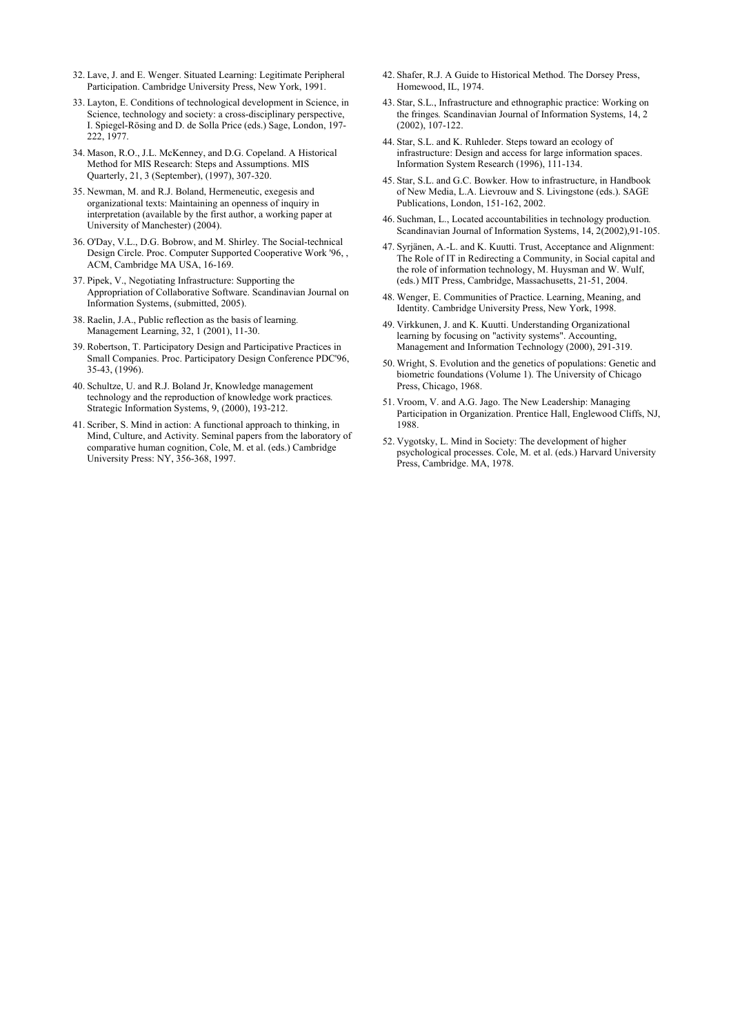32. Lave, J. and E. Wenger. Situated Learning: Legitimate Peripheral Participation. Cambridge University Press, New York, 1991.

33. Layton, E. Conditions of technological development in Science, in Science, technology and society: a cross-disciplinary perspective, I. Spiegel-Rösing and D. de Solla Price (eds.) Sage, London, 197-222, 1977.

34. Mason, R.O., J.L. McKenney, and D.G. Copeland. A Historical Method for MIS Research: Steps and Assumptions. MIS Quarterly, 21, 3 (September), (1997), 307-320.

35. Newman, M. and R.J. Boland, Hermeneutic, exegesis and organizational texts: Maintaining an openness of inquiry in interpretation (available by the first author, a working paper at University of Manchester) (2004).

36. O'Day, V.L., D.G. Bobrow, and M. Shirley. The Social-technical Design Circle. Proc. Computer Supported Cooperative Work '96, , ACM, Cambridge MA USA, 16-169.

37. Pipek, V., Negotiating Infrastructure: Supporting the Appropriation of Collaborative Software. Scandinavian Journal on Information Systems, (submitted, 2005).

38. Raelin, J.A., Public reflection as the basis of learning. Management Learning, 32, 1 (2001), 11-30.

39. Robertson, T. Participatory Design and Participative Practices in Small Companies. Proc. Participatory Design Conference PDC'96, 35-43, (1996).

40. Schultze, U. and R.J. Boland Jr, Knowledge management technology and the reproduction of knowledge work practices. Strategic Information Systems, 9, (2000), 193-212.

41. Scriber, S. Mind in action: A functional approach to thinking, in Mind, Culture, and Activity. Seminal papers from the laboratory of comparative human cognition, Cole, M. et al. (eds.) Cambridge University Press: NY, 356-368, 1997.

42. Shafer, R.J. A Guide to Historical Method. The Dorsey Press, Homewood, IL, 1974.

43. Star, S.L., Infrastructure and ethnographic practice: Working on the fringes. Scandinavian Journal of Information Systems, 14, 2 (2002), 107-122.

44. Star, S.L. and K. Ruhleder. Steps toward an ecology of infrastructure: Design and access for large information spaces. Information System Research (1996), 111-134.

45. Star, S.L. and G.C. Bowker. How to infrastructure, in Handbook of New Media, L.A. Lievrouw and S. Livingstone (eds.). SAGE Publications, London, 151-162, 2002.

46. Suchman, L., Located accountabilities in technology production. Scandinavian Journal of Information Systems, 14, 2(2002),91-105.

47. Syrjänen, A.-L. and K. Kuutti. Trust, Acceptance and Alignment: The Role of IT in Redirecting a Community, in Social capital and the role of information technology, M. Huysman and W. Wulf, (eds.) MIT Press, Cambridge, Massachusetts, 21-51, 2004.

48. Wenger, E. Communities of Practice. Learning, Meaning, and Identity. Cambridge University Press, New York, 1998.

49. Virkkunen, J. and K. Kuutti. Understanding Organizational learning by focusing on "activity systems". Accounting, Management and Information Technology (2000), 291-319.

50. Wright, S. Evolution and the genetics of populations: Genetic and biometric foundations (Volume 1). The University of Chicago Press, Chicago, 1968.

51. Vroom, V. and A.G. Jago. The New Leadership: Managing Participation in Organization. Prentice Hall, Englewood Cliffs, NJ, 1988.

52. Vygotsky, L. Mind in Society: The development of higher psychological processes. Cole, M. et al. (eds.) Harvard University Press, Cambridge. MA, 1978.